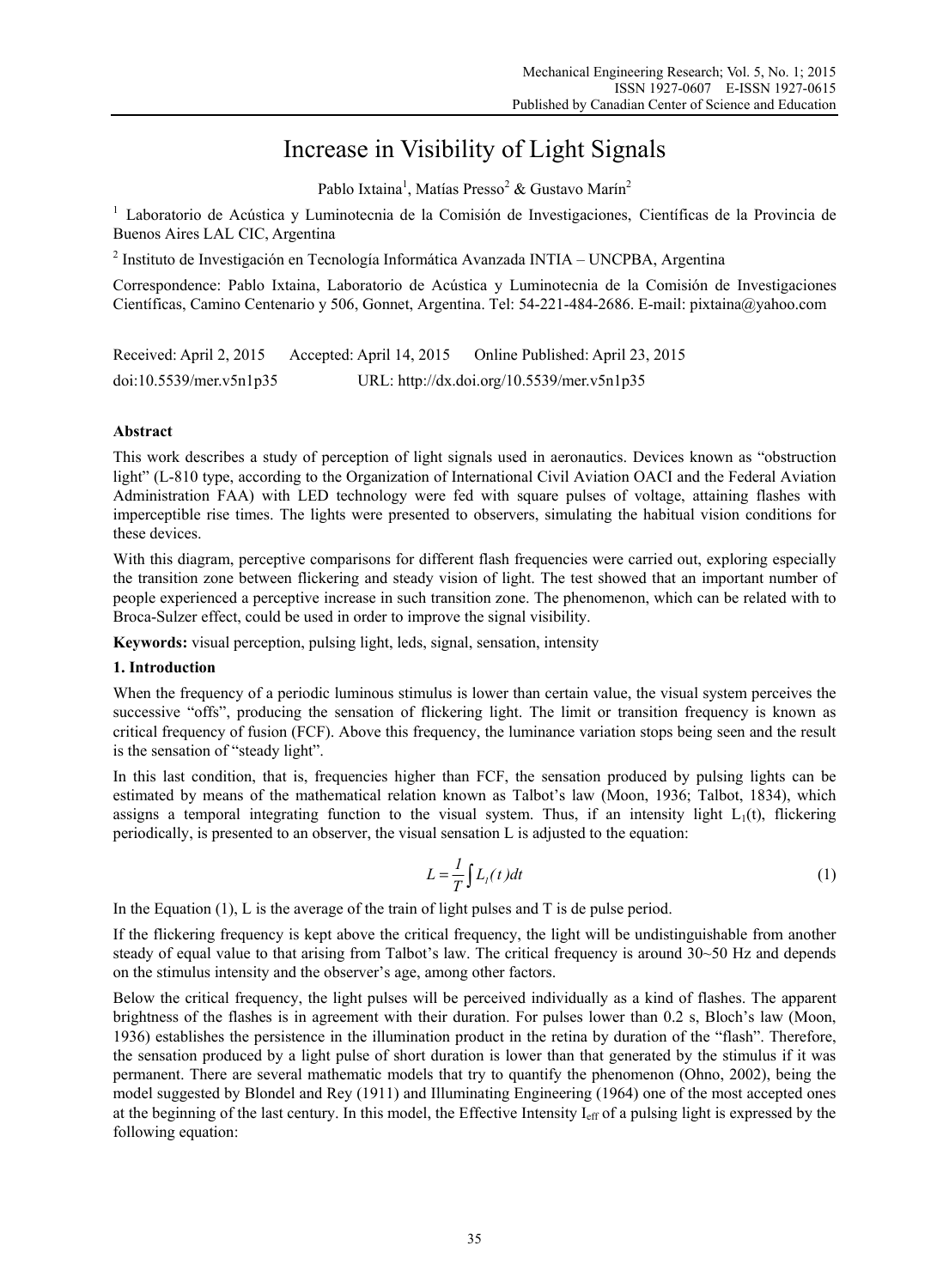# Increase in Visibility of Light Signals

Pablo Ixtaina[1], Matías Presso[2] & Gustavo Marín[2]

[1] Laboratorio de Acústica y Luminotecnia de la Comisión de Investigaciones, Científicas de la Provincia de Buenos Aires LAL CIC, Argentina

[2] Instituto de Investigación en Tecnología Informática Avanzada INTIA – UNCPBA, Argentina

Correspondence: Pablo Ixtaina, Laboratorio de Acústica y Luminotecnia de la Comisión de Investigaciones Científicas, Camino Centenario y 506, Gonnet, Argentina. Tel: 54-221-484-2686. E-mail: pixtaina@yahoo.com

Received: April 2, 2015 Accepted: April 14, 2015 Online Published: April 23, 2015

doi:10.5539/mer.v5n1p35 URL: http://dx.doi.org/10.5539/mer.v5n1p35

**Abstract**

This work describes a study of perception of light signals used in aeronautics. Devices known as "obstruction light" (L-810 type, according to the Organization of International Civil Aviation OACI and the Federal Aviation Administration FAA) with LED technology were fed with square pulses of voltage, attaining flashes with imperceptible rise times. The lights were presented to observers, simulating the habitual vision conditions for these devices.

With this diagram, perceptive comparisons for different flash frequencies were carried out, exploring especially the transition zone between flickering and steady vision of light. The test showed that an important number of people experienced a perceptive increase in such transition zone. The phenomenon, which can be related with to Broca-Sulzer effect, could be used in order to improve the signal visibility.

**Keywords:** visual perception, pulsing light, leds, signal, sensation, intensity

## 1. Introduction

When the frequency of a periodic luminous stimulus is lower than certain value, the visual system perceives the successive "offs", producing the sensation of flickering light. The limit or transition frequency is known as critical frequency of fusion (FCF). Above this frequency, the luminance variation stops being seen and the result is the sensation of "steady light".

In this last condition, that is, frequencies higher than FCF, the sensation produced by pulsing lights can be estimated by means of the mathematical relation known as Talbot's law (Moon, 1936; Talbot, 1834), which assigns a temporal integrating function to the visual system. Thus, if an intensity light $L_1(t)$, flickering periodically, is presented to an observer, the visual sensation L is adjusted to the equation:

$$L = \frac{1}{T}\int L_1(t)dt \tag{1}$$

In the Equation (1), L is the average of the train of light pulses and T is de pulse period.

If the flickering frequency is kept above the critical frequency, the light will be undistinguishable from another steady of equal value to that arising from Talbot's law. The critical frequency is around 30~50 Hz and depends on the stimulus intensity and the observer's age, among other factors.

Below the critical frequency, the light pulses will be perceived individually as a kind of flashes. The apparent brightness of the flashes is in agreement with their duration. For pulses lower than 0.2 s, Bloch's law (Moon, 1936) establishes the persistence in the illumination product in the retina by duration of the "flash". Therefore, the sensation produced by a light pulse of short duration is lower than that generated by the stimulus if it was permanent. There are several mathematic models that try to quantify the phenomenon (Ohno, 2002), being the model suggested by Blondel and Rey (1911) and Illuminating Engineering (1964) one of the most accepted ones at the beginning of the last century. In this model, the Effective Intensity $I_{eff}$ of a pulsing light is expressed by the following equation: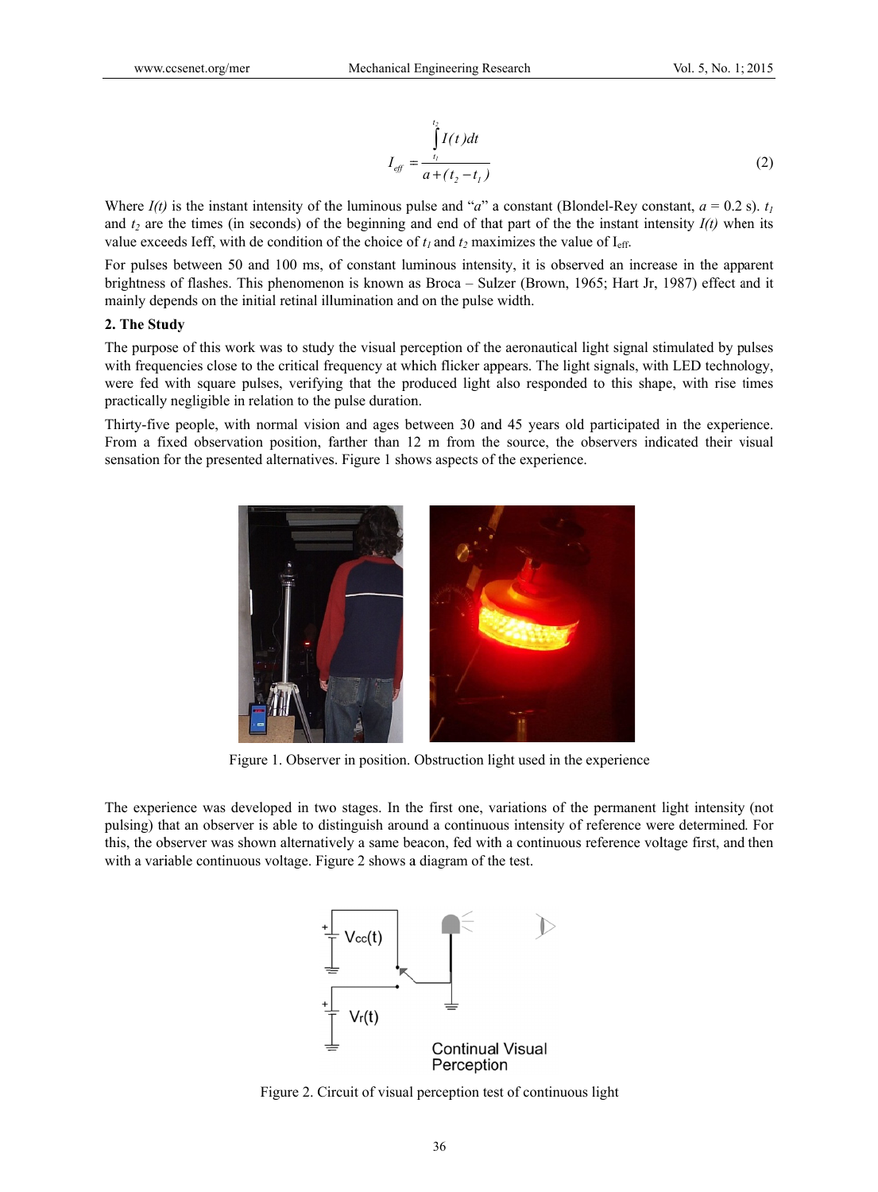$$I_{eff} = \frac{\int_{t_1}^{t_2} I(t)dt}{a + (t_2 - t_1)} \tag{2}$$

Where $I(t)$ is the instant intensity of the luminous pulse and "$a$" a constant (Blondel-Rey constant, $a$ = 0.2 s). $t_1$ and $t_2$ are the times (in seconds) of the beginning and end of that part of the the instant intensity $I(t)$ when its value exceeds Ieff, with de condition of the choice of $t_1$ and $t_2$ maximizes the value of $I_{eff}$.

For pulses between 50 and 100 ms, of constant luminous intensity, it is observed an increase in the apparent brightness of flashes. This phenomenon is known as Broca – Sulzer (Brown, 1965; Hart Jr, 1987) effect and it mainly depends on the initial retinal illumination and on the pulse width.

## 2. The Study

The purpose of this work was to study the visual perception of the aeronautical light signal stimulated by pulses with frequencies close to the critical frequency at which flicker appears. The light signals, with LED technology, were fed with square pulses, verifying that the produced light also responded to this shape, with rise times practically negligible in relation to the pulse duration.

Thirty-five people, with normal vision and ages between 30 and 45 years old participated in the experience. From a fixed observation position, farther than 12 m from the source, the observers indicated their visual sensation for the presented alternatives. Figure 1 shows aspects of the experience.

Figure 1. Observer in position. Obstruction light used in the experience

The experience was developed in two stages. In the first one, variations of the permanent light intensity (not pulsing) that an observer is able to distinguish around a continuous intensity of reference were determined. For this, the observer was shown alternatively a same beacon, fed with a continuous reference voltage first, and then with a variable continuous voltage. Figure 2 shows a diagram of the test.

Figure 2. Circuit of visual perception test of continuous light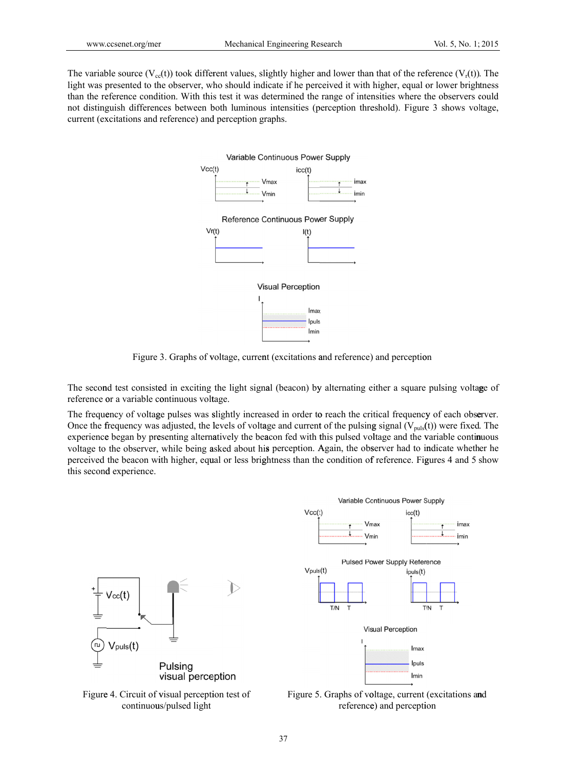The variable source ($V_{cc}(t)$) took different values, slightly higher and lower than that of the reference ($V_r(t)$). The light was presented to the observer, who should indicate if he perceived it with higher, equal or lower brightness than the reference condition. With this test it was determined the range of intensities where the observers could not distinguish differences between both luminous intensities (perception threshold). Figure 3 shows voltage, current (excitations and reference) and perception graphs.

Figure 3. Graphs of voltage, current (excitations and reference) and perception

The second test consisted in exciting the light signal (beacon) by alternating either a square pulsing voltage of reference or a variable continuous voltage.

The frequency of voltage pulses was slightly increased in order to reach the critical frequency of each observer. Once the frequency was adjusted, the levels of voltage and current of the pulsing signal ($V_{puls}(t)$) were fixed. The experience began by presenting alternatively the beacon fed with this pulsed voltage and the variable continuous voltage to the observer, while being asked about his perception. Again, the observer had to indicate whether he perceived the beacon with higher, equal or less brightness than the condition of reference. Figures 4 and 5 show this second experience.

Figure 4. Circuit of visual perception test of continuous/pulsed light

Figure 5. Graphs of voltage, current (excitations and reference) and perception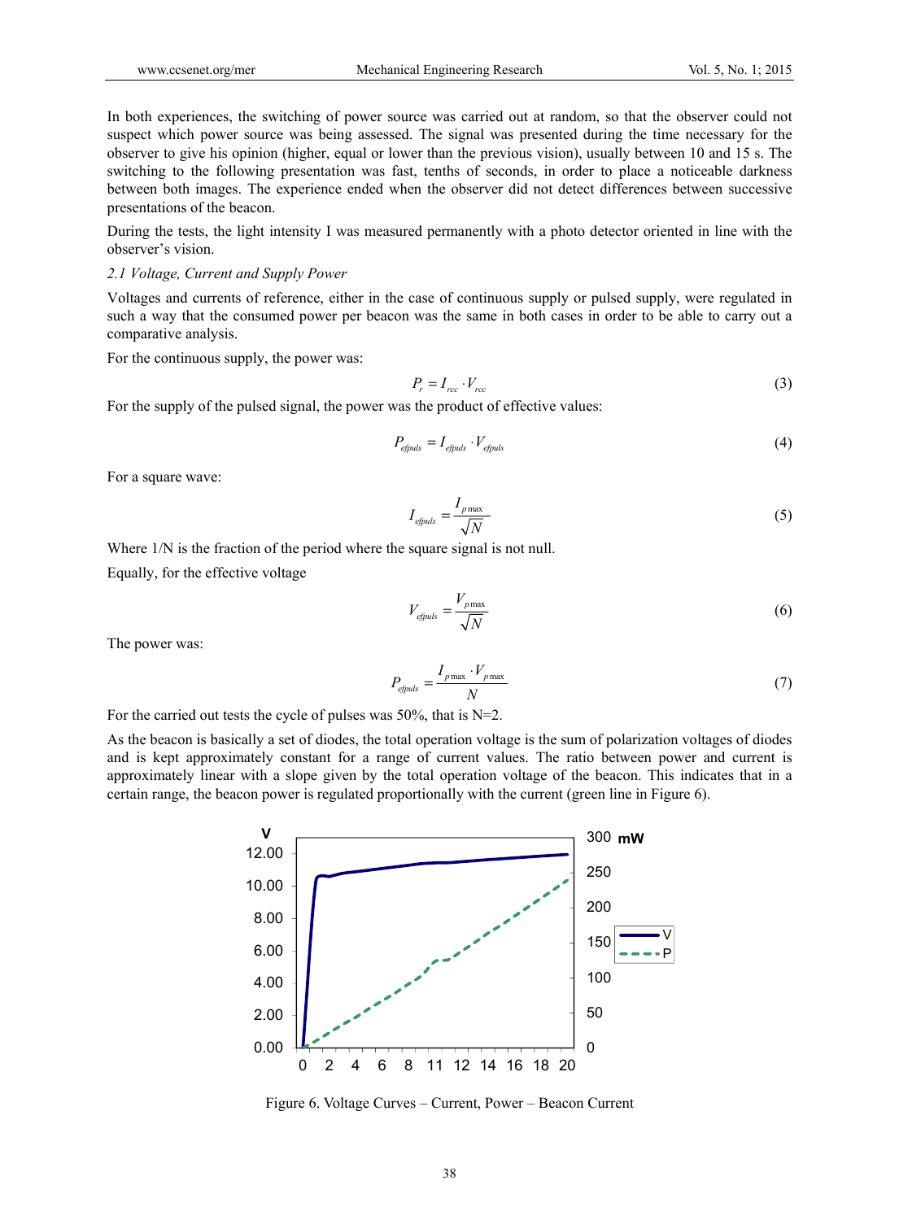In both experiences, the switching of power source was carried out at random, so that the observer could not suspect which power source was being assessed. The signal was presented during the time necessary for the observer to give his opinion (higher, equal or lower than the previous vision), usually between 10 and 15 s. The switching to the following presentation was fast, tenths of seconds, in order to place a noticeable darkness between both images. The experience ended when the observer did not detect differences between successive presentations of the beacon.

During the tests, the light intensity I was measured permanently with a photo detector oriented in line with the observer's vision.

### *2.1 Voltage, Current and Supply Power*

Voltages and currents of reference, either in the case of continuous supply or pulsed supply, were regulated in such a way that the consumed power per beacon was the same in both cases in order to be able to carry out a comparative analysis.

For the continuous supply, the power was:

$$P_r = I_{rcc} \cdot V_{rcc} \tag{3}$$

For the supply of the pulsed signal, the power was the product of effective values:

$$P_{efpuls} = I_{efpuls} \cdot V_{efpuls} \tag{4}$$

For a square wave:

$$I_{efpuls} = \frac{I_{p\max}}{\sqrt{N}} \tag{5}$$

Where 1/N is the fraction of the period where the square signal is not null.

Equally, for the effective voltage

$$V_{efpuls} = \frac{V_{p\max}}{\sqrt{N}} \tag{6}$$

The power was:

$$P_{efpuls} = \frac{I_{p\max} \cdot V_{p\max}}{N} \tag{7}$$

For the carried out tests the cycle of pulses was 50%, that is N=2.

As the beacon is basically a set of diodes, the total operation voltage is the sum of polarization voltages of diodes and is kept approximately constant for a range of current values. The ratio between power and current is approximately linear with a slope given by the total operation voltage of the beacon. This indicates that in a certain range, the beacon power is regulated proportionally with the current (green line in Figure 6).

Figure 6. Voltage Curves – Current, Power – Beacon Current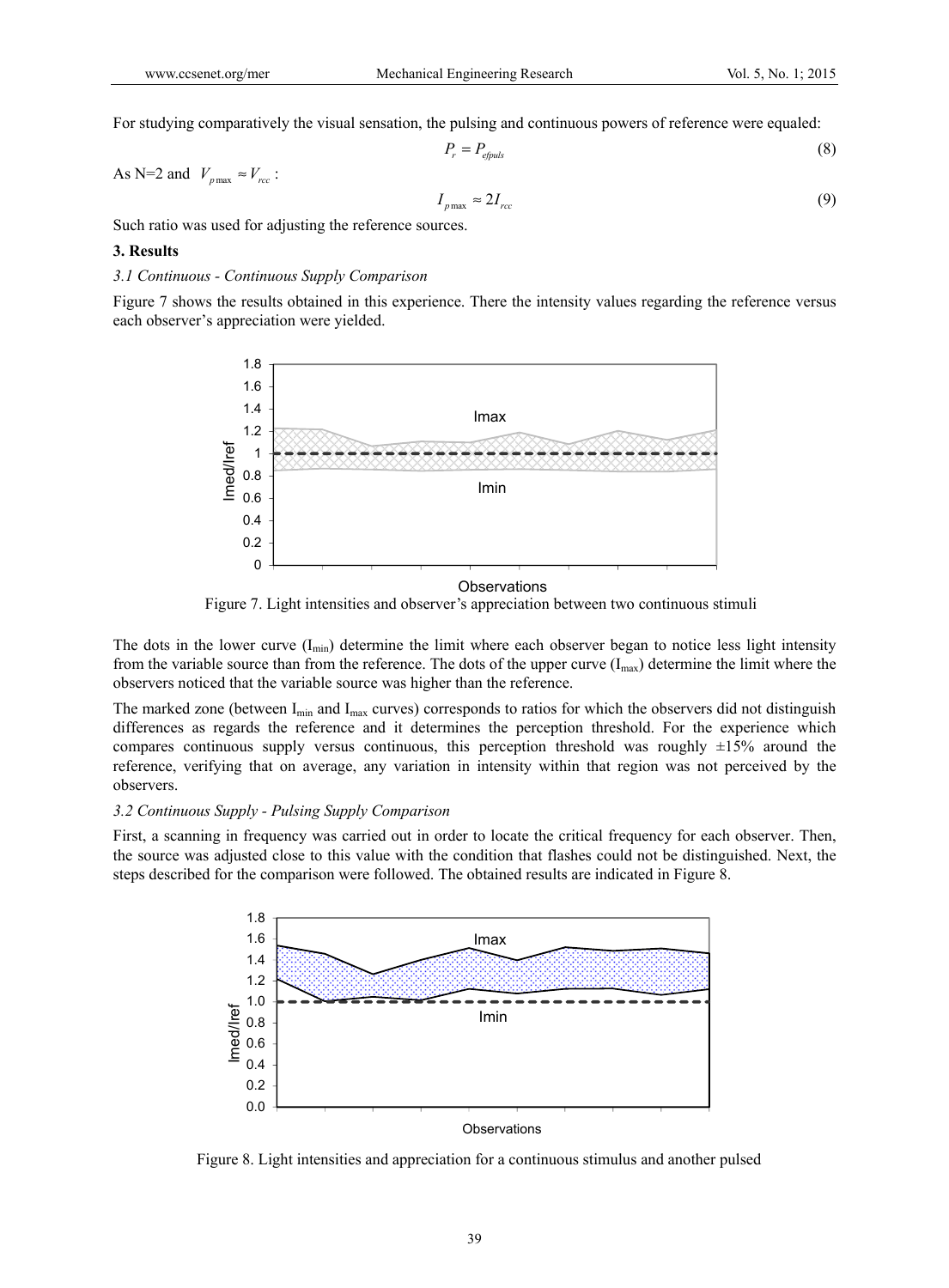For studying comparatively the visual sensation, the pulsing and continuous powers of reference were equaled:

$$P_r = P_{efpuls} \tag{8}$$

As N=2 and $V_{p\max} \approx V_{rcc}$ :

$$I_{p\max} \approx 2I_{rcc} \tag{9}$$

Such ratio was used for adjusting the reference sources.

**3. Results**

*3.1 Continuous - Continuous Supply Comparison*

Figure 7 shows the results obtained in this experience. There the intensity values regarding the reference versus each observer's appreciation were yielded.

Figure 7. Light intensities and observer's appreciation between two continuous stimuli

The dots in the lower curve ($I_{min}$) determine the limit where each observer began to notice less light intensity from the variable source than from the reference. The dots of the upper curve ($I_{max}$) determine the limit where the observers noticed that the variable source was higher than the reference.

The marked zone (between $I_{min}$ and $I_{max}$ curves) corresponds to ratios for which the observers did not distinguish differences as regards the reference and it determines the perception threshold. For the experience which compares continuous supply versus continuous, this perception threshold was roughly ±15% around the reference, verifying that on average, any variation in intensity within that region was not perceived by the observers.

*3.2 Continuous Supply - Pulsing Supply Comparison*

First, a scanning in frequency was carried out in order to locate the critical frequency for each observer. Then, the source was adjusted close to this value with the condition that flashes could not be distinguished. Next, the steps described for the comparison were followed. The obtained results are indicated in Figure 8.

Figure 8. Light intensities and appreciation for a continuous stimulus and another pulsed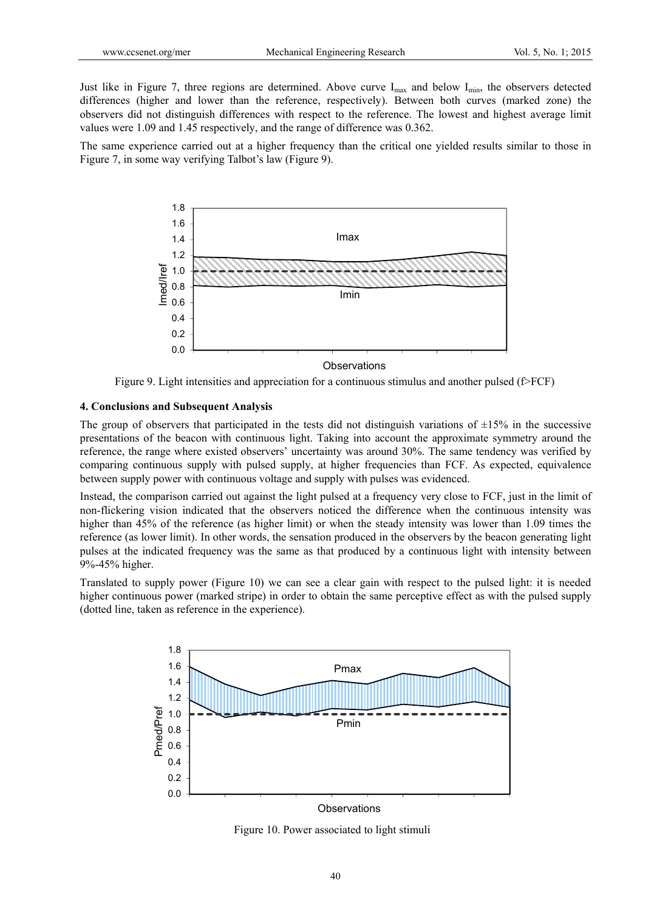Just like in Figure 7, three regions are determined. Above curve $I_{max}$ and below $I_{min}$, the observers detected differences (higher and lower than the reference, respectively). Between both curves (marked zone) the observers did not distinguish differences with respect to the reference. The lowest and highest average limit values were 1.09 and 1.45 respectively, and the range of difference was 0.362.

The same experience carried out at a higher frequency than the critical one yielded results similar to those in Figure 7, in some way verifying Talbot's law (Figure 9).

Figure 9. Light intensities and appreciation for a continuous stimulus and another pulsed (f>FCF)

### 4. Conclusions and Subsequent Analysis

The group of observers that participated in the tests did not distinguish variations of ±15% in the successive presentations of the beacon with continuous light. Taking into account the approximate symmetry around the reference, the range where existed observers' uncertainty was around 30%. The same tendency was verified by comparing continuous supply with pulsed supply, at higher frequencies than FCF. As expected, equivalence between supply power with continuous voltage and supply with pulses was evidenced.

Instead, the comparison carried out against the light pulsed at a frequency very close to FCF, just in the limit of non-flickering vision indicated that the observers noticed the difference when the continuous intensity was higher than 45% of the reference (as higher limit) or when the steady intensity was lower than 1.09 times the reference (as lower limit). In other words, the sensation produced in the observers by the beacon generating light pulses at the indicated frequency was the same as that produced by a continuous light with intensity between 9%-45% higher.

Translated to supply power (Figure 10) we can see a clear gain with respect to the pulsed light: it is needed higher continuous power (marked stripe) in order to obtain the same perceptive effect as with the pulsed supply (dotted line, taken as reference in the experience).

Figure 10. Power associated to light stimuli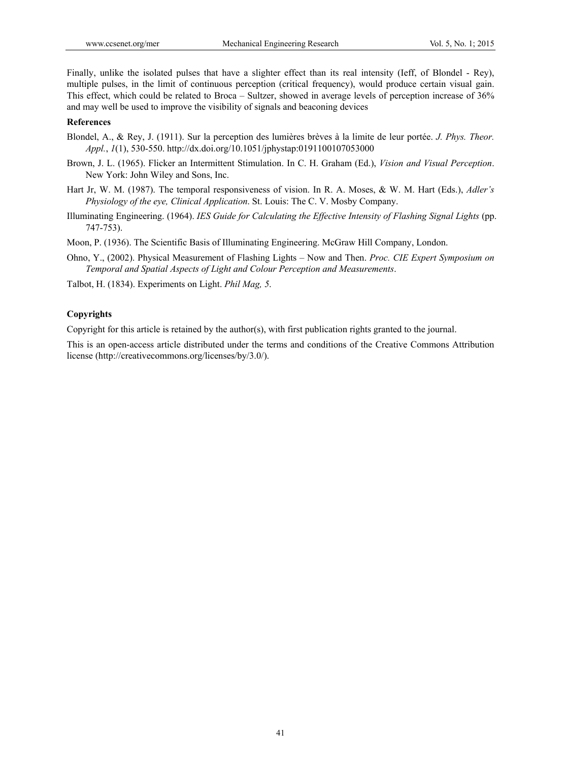Finally, unlike the isolated pulses that have a slighter effect than its real intensity (Ieff, of Blondel - Rey), multiple pulses, in the limit of continuous perception (critical frequency), would produce certain visual gain. This effect, which could be related to Broca – Sultzer, showed in average levels of perception increase of 36% and may well be used to improve the visibility of signals and beaconing devices

## References

Blondel, A., & Rey, J. (1911). Sur la perception des lumières brèves à la limite de leur portée. *J. Phys. Theor. Appl.*, *1*(1), 530-550. http://dx.doi.org/10.1051/jphystap:0191100107053000

Brown, J. L. (1965). Flicker an Intermittent Stimulation. In C. H. Graham (Ed.), *Vision and Visual Perception*. New York: John Wiley and Sons, Inc.

Hart Jr, W. M. (1987). The temporal responsiveness of vision. In R. A. Moses, & W. M. Hart (Eds.), *Adler's Physiology of the eye, Clinical Application*. St. Louis: The C. V. Mosby Company.

Illuminating Engineering. (1964). *IES Guide for Calculating the Effective Intensity of Flashing Signal Lights* (pp. 747-753).

Moon, P. (1936). The Scientific Basis of Illuminating Engineering. McGraw Hill Company, London.

Ohno, Y., (2002). Physical Measurement of Flashing Lights – Now and Then. *Proc. CIE Expert Symposium on Temporal and Spatial Aspects of Light and Colour Perception and Measurements*.

Talbot, H. (1834). Experiments on Light. *Phil Mag, 5*.

## Copyrights

Copyright for this article is retained by the author(s), with first publication rights granted to the journal.

This is an open-access article distributed under the terms and conditions of the Creative Commons Attribution license (http://creativecommons.org/licenses/by/3.0/).